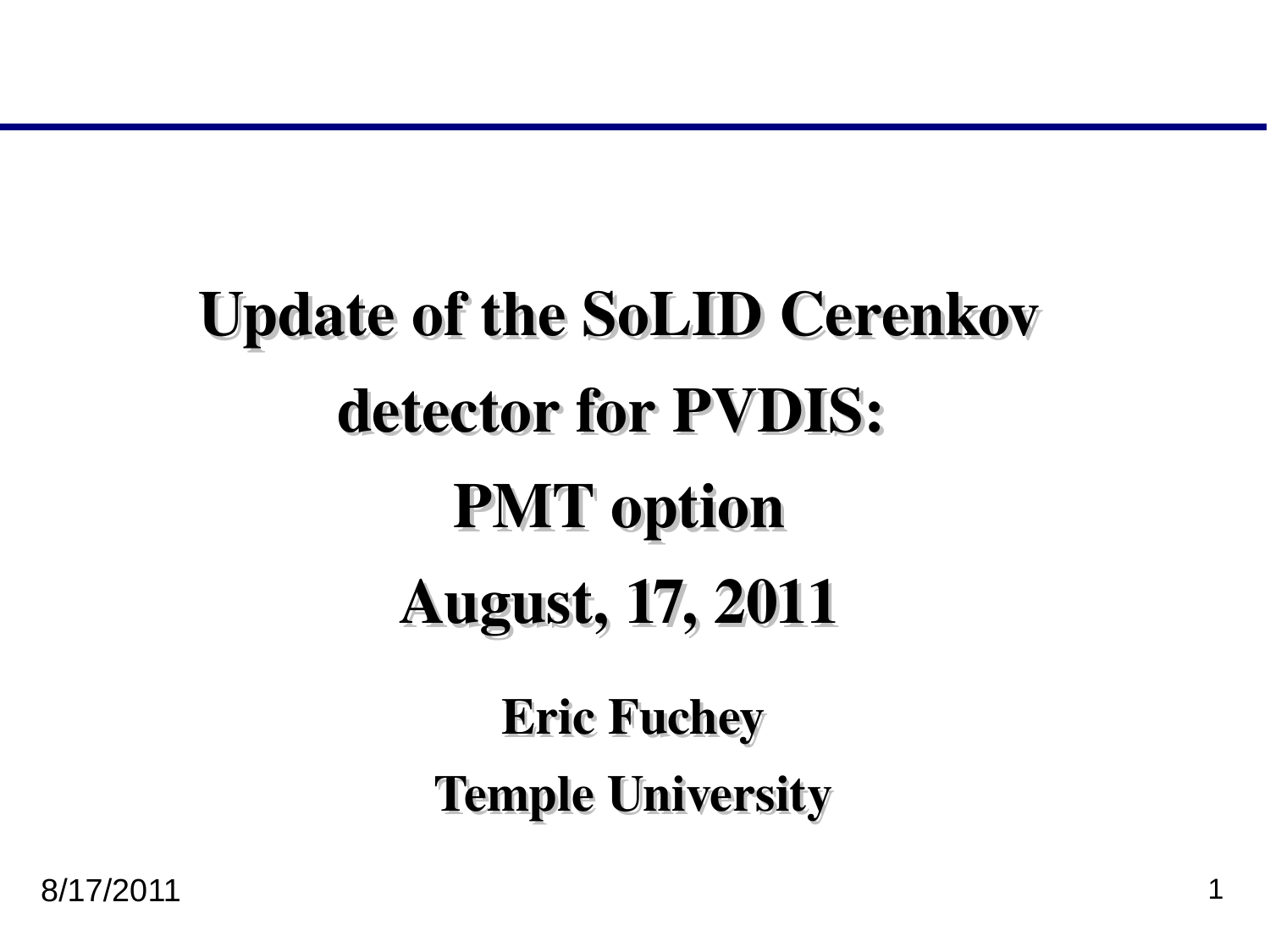# Update of the SoLID Cerenkov detector for PVDIS: PMT option

## August, 17, 2011

**Eric Fuchey**

**Temple University**

8/17/2011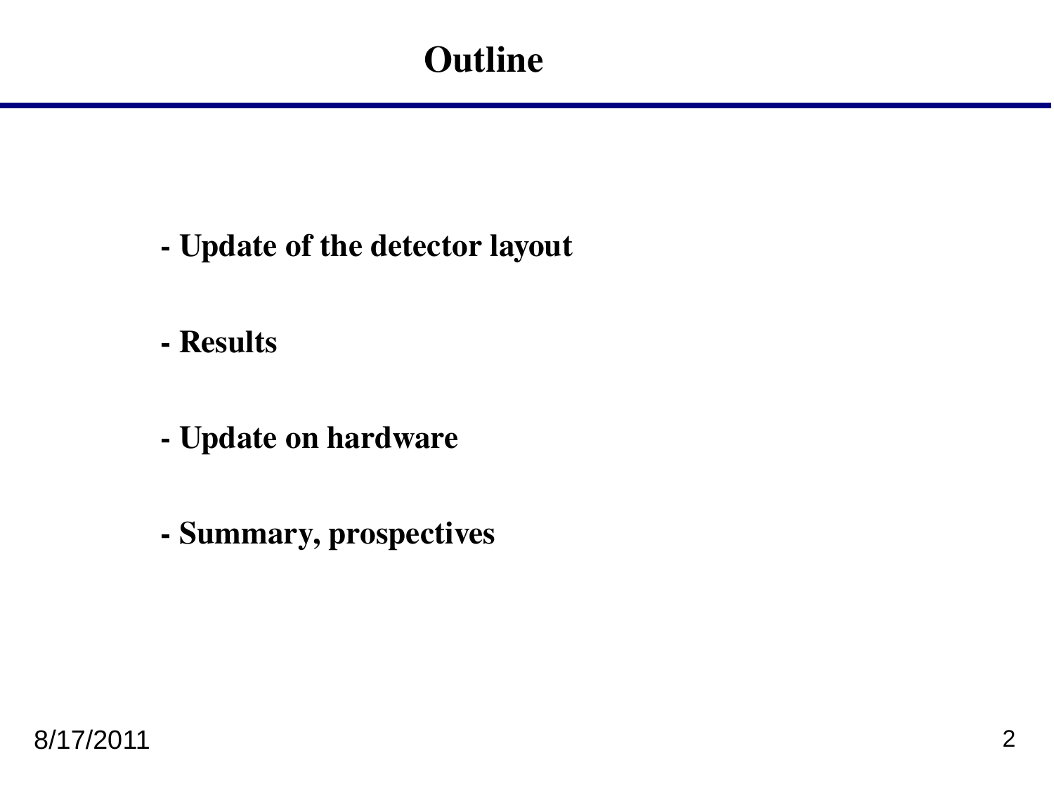# Outline

- Update of the detector layout
- Results
- Update on hardware
- Summary, prospectives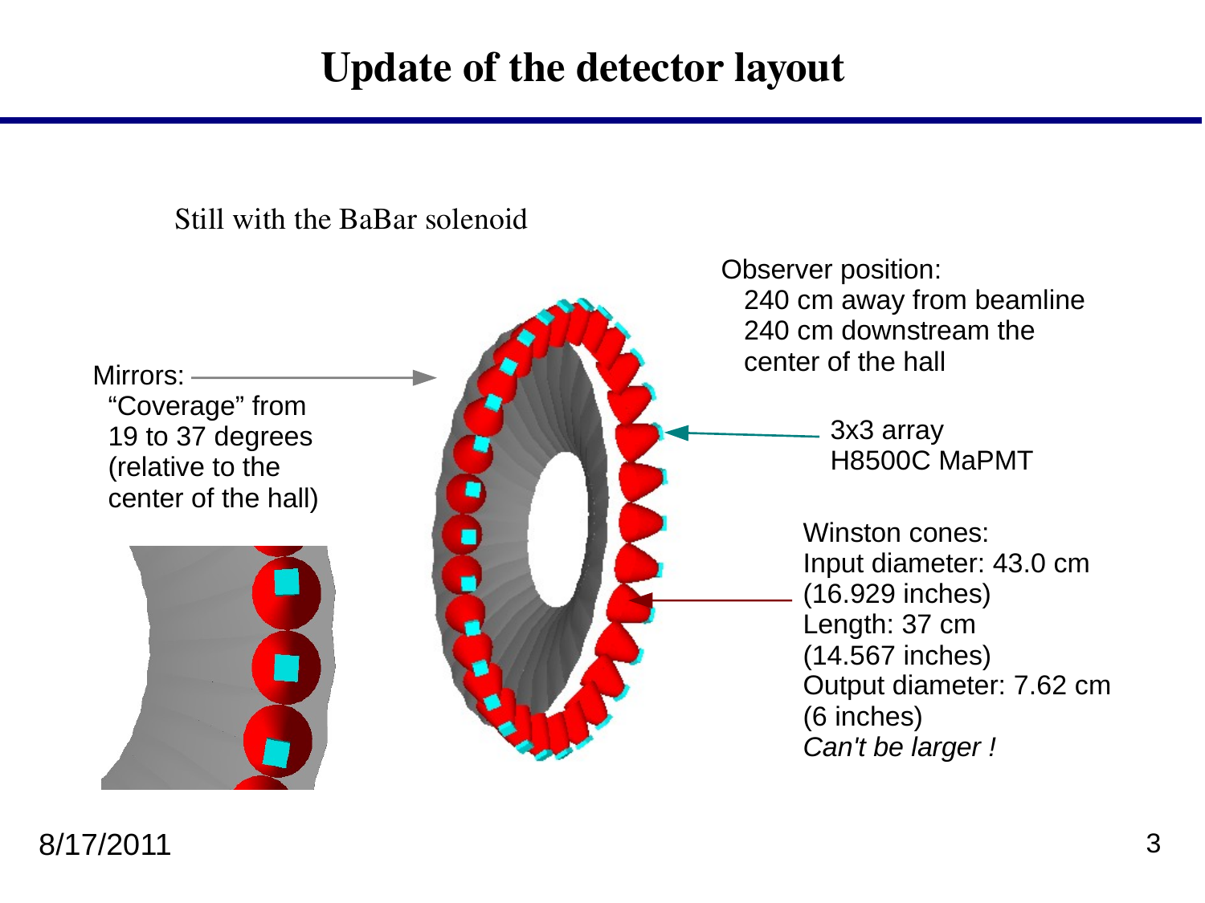# Update of the detector layout

Still with the BaBar solenoid

Mirrors:
"Coverage" from 19 to 37 degrees (relative to the center of the hall)

Observer position:
240 cm away from beamline
240 cm downstream the center of the hall

3x3 array
H8500C MaPMT

Winston cones:
Input diameter: 43.0 cm (16.929 inches)
Length: 37 cm (14.567 inches)
Output diameter: 7.62 cm (6 inches)
*Can't be larger !*

8/17/2011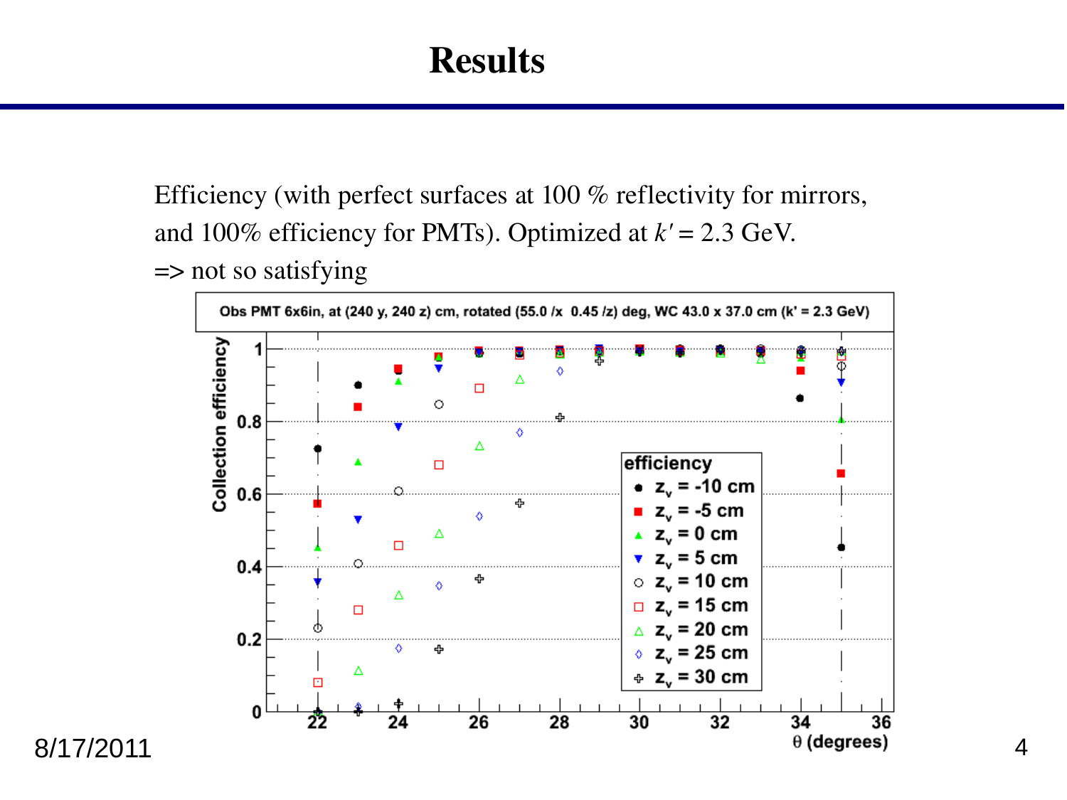# Results

Efficiency (with perfect surfaces at 100 % reflectivity for mirrors, and 100% efficiency for PMTs). Optimized at $k' = 2.3$ GeV.

=> not so satisfying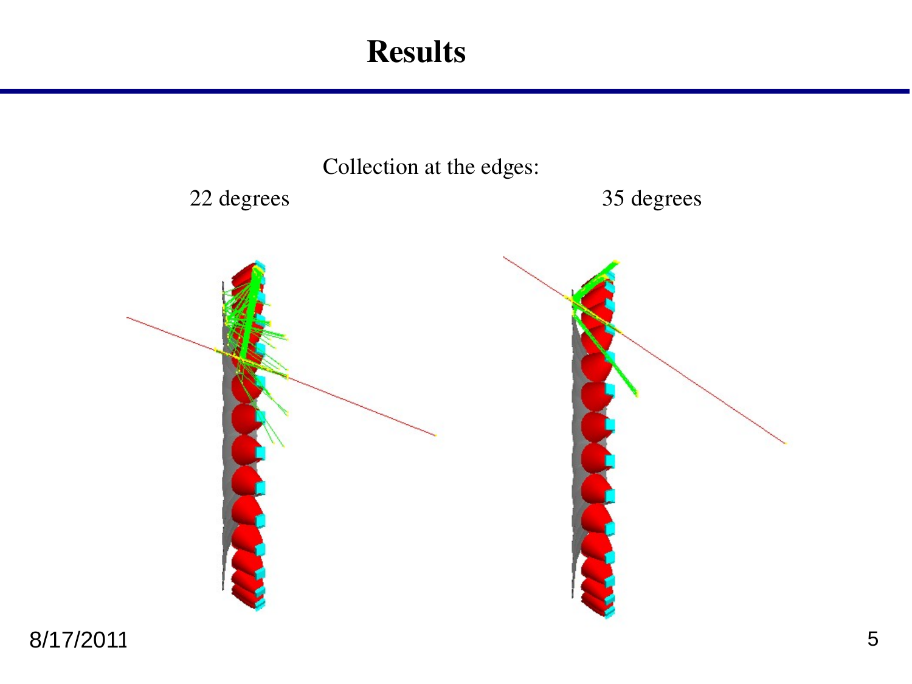# Results

Collection at the edges:

22 degrees

35 degrees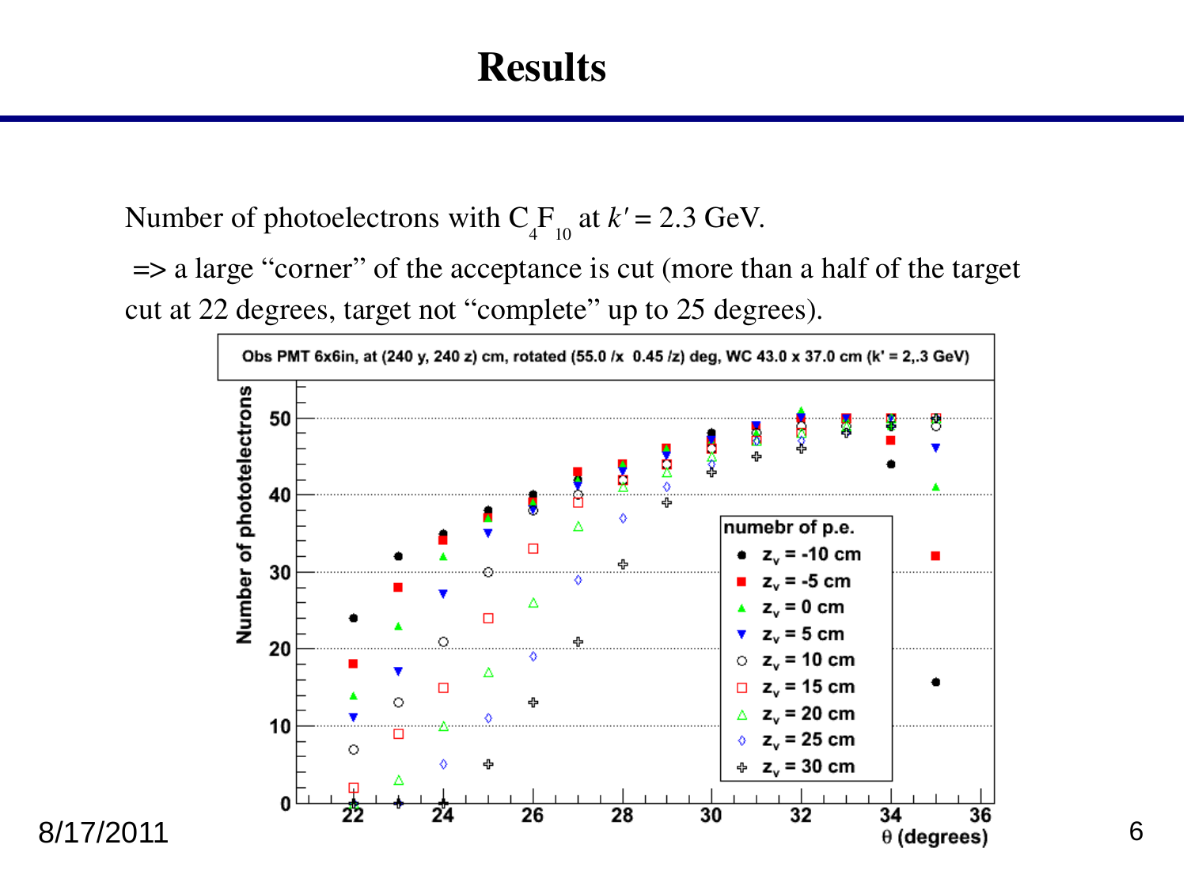# Results

Number of photoelectrons with $C_4F_{10}$ at $k' = 2.3$ GeV.

=> a large "corner" of the acceptance is cut (more than a half of the target cut at 22 degrees, target not "complete" up to 25 degrees).

Obs PMT 6x6in, at (240 y, 240 z) cm, rotated (55.0 /x 0.45 /z) deg, WC 43.0 x 37.0 cm (k' = 2,.3 GeV)

numebr of p.e.

- $z_v$ = -10 cm
- $z_v$ = -5 cm
- $z_v$ = 0 cm
- $z_v$ = 5 cm
- $z_v$ = 10 cm
- $z_v$ = 15 cm
- $z_v$ = 20 cm
- $z_v$ = 25 cm
- $z_v$ = 30 cm

Number of photoelectrons

θ (degrees)

8/17/2011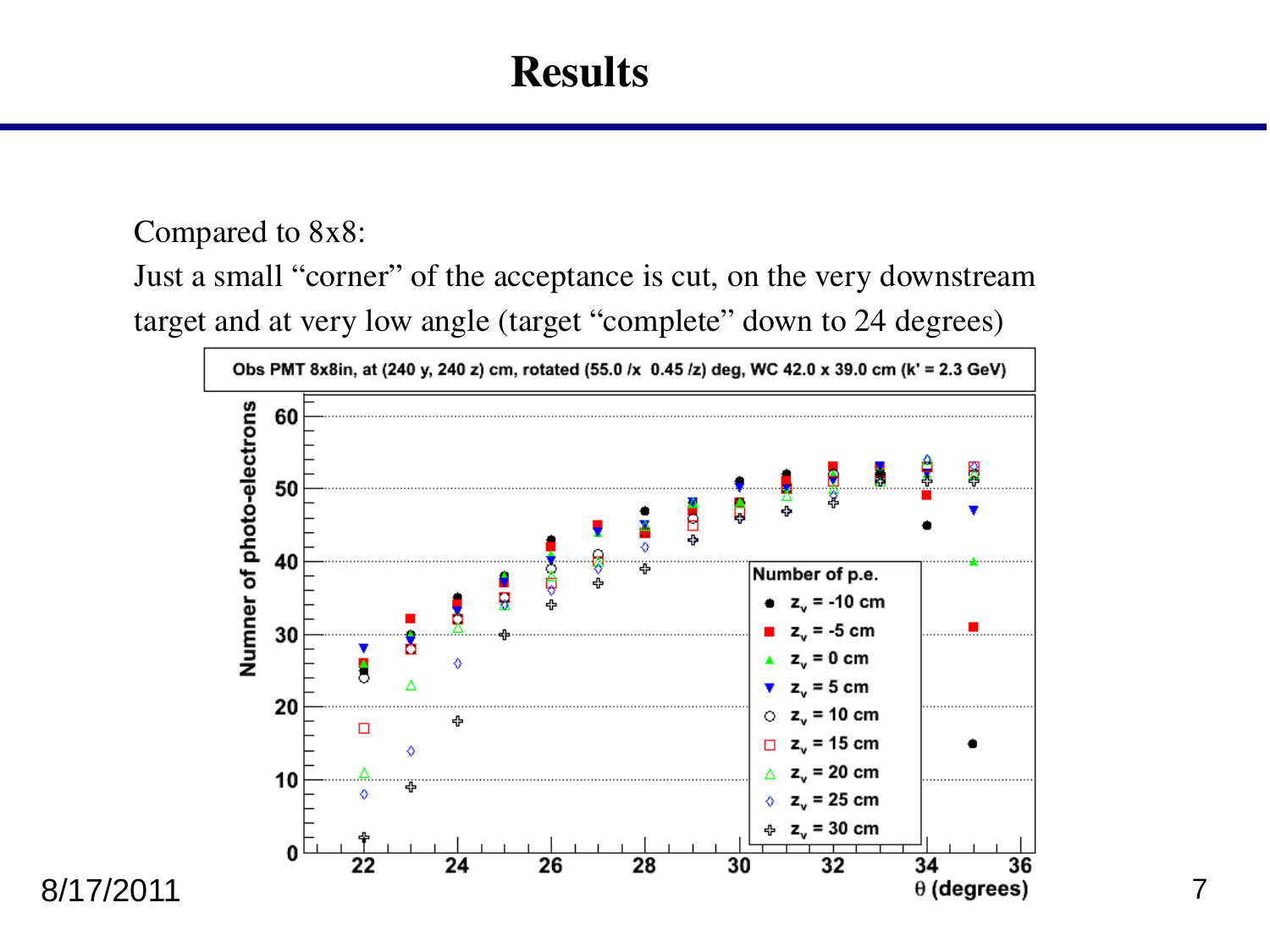# Results

Compared to 8x8:

Just a small "corner" of the acceptance is cut, on the very downstream target and at very low angle (target "complete" down to 24 degrees)

Obs PMT 8x8in, at (240 y, 240 z) cm, rotated (55.0 /x 0.45 /z) deg, WC 42.0 x 39.0 cm (k' = 2.3 GeV)

Number of p.e.

- $z_v$ = -10 cm
- $z_v$ = -5 cm
- $z_v$ = 0 cm
- $z_v$ = 5 cm
- $z_v$ = 10 cm
- $z_v$ = 15 cm
- $z_v$ = 20 cm
- $z_v$ = 25 cm
- $z_v$ = 30 cm

Numner of photo-electrons

$\theta$ (degrees)

8/17/2011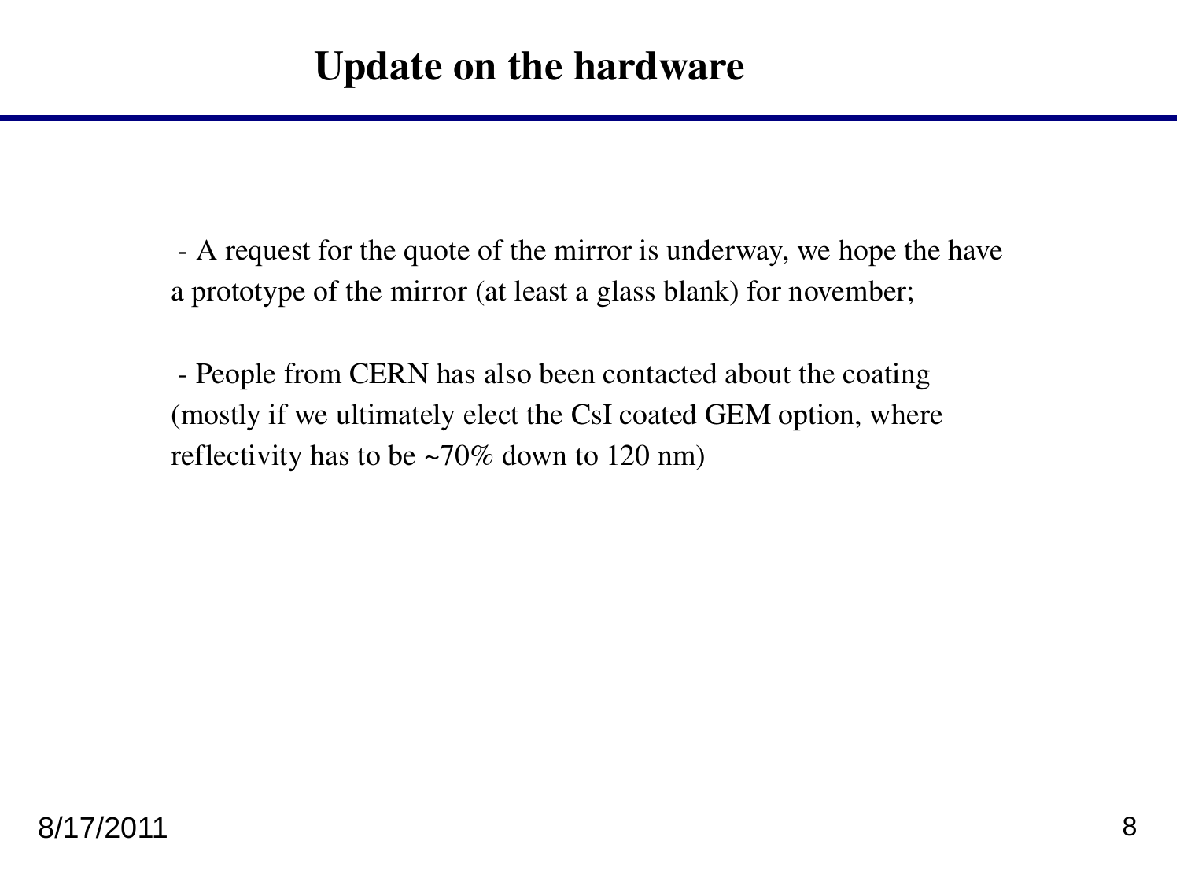# Update on the hardware

- A request for the quote of the mirror is underway, we hope the have a prototype of the mirror (at least a glass blank) for november;

- People from CERN has also been contacted about the coating (mostly if we ultimately elect the CsI coated GEM option, where reflectivity has to be ~70% down to 120 nm)

8/17/2011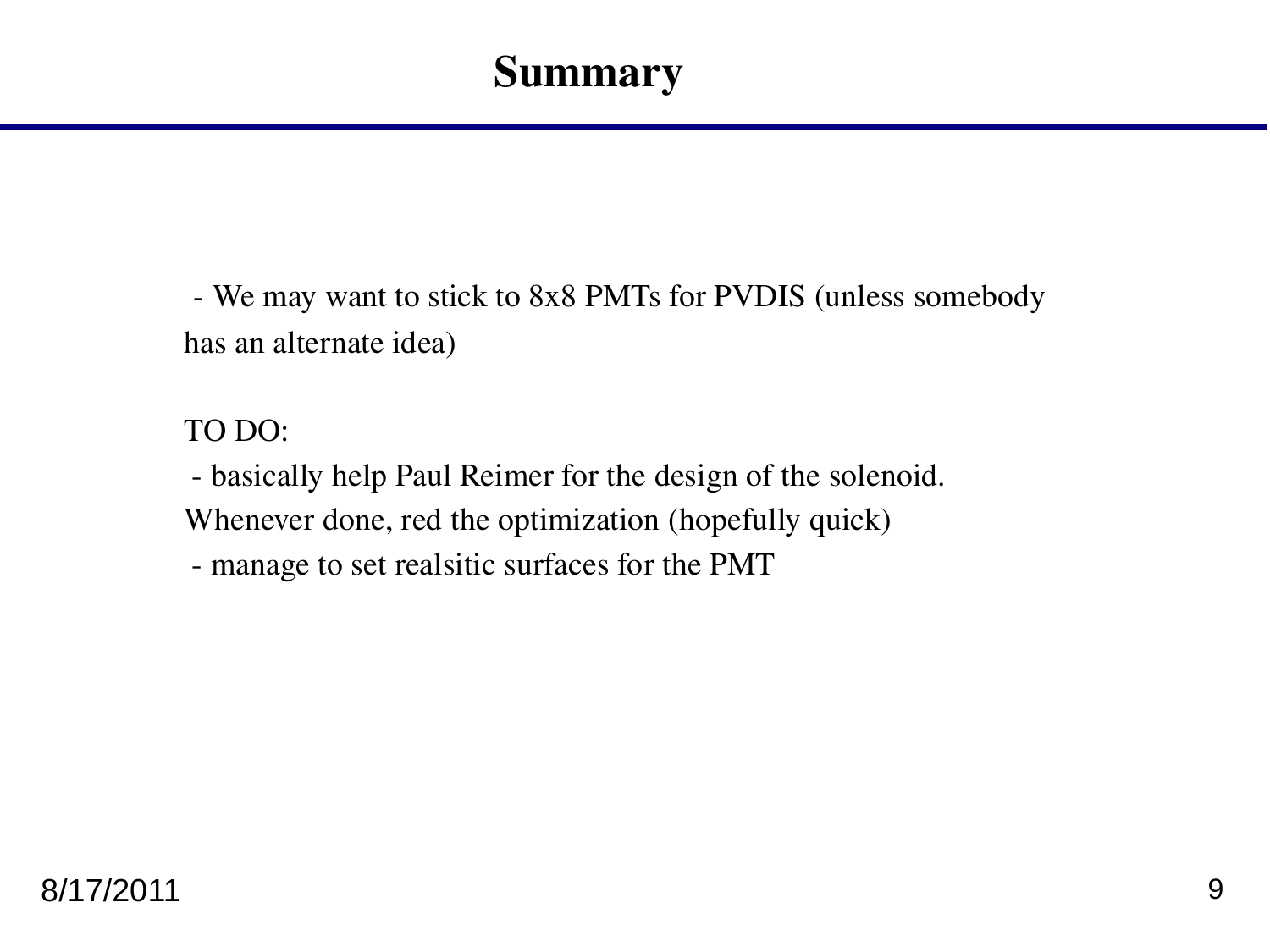# Summary

- We may want to stick to 8x8 PMTs for PVDIS (unless somebody has an alternate idea)

TO DO:

- basically help Paul Reimer for the design of the solenoid. Whenever done, red the optimization (hopefully quick)
- manage to set realsitic surfaces for the PMT

8/17/2011